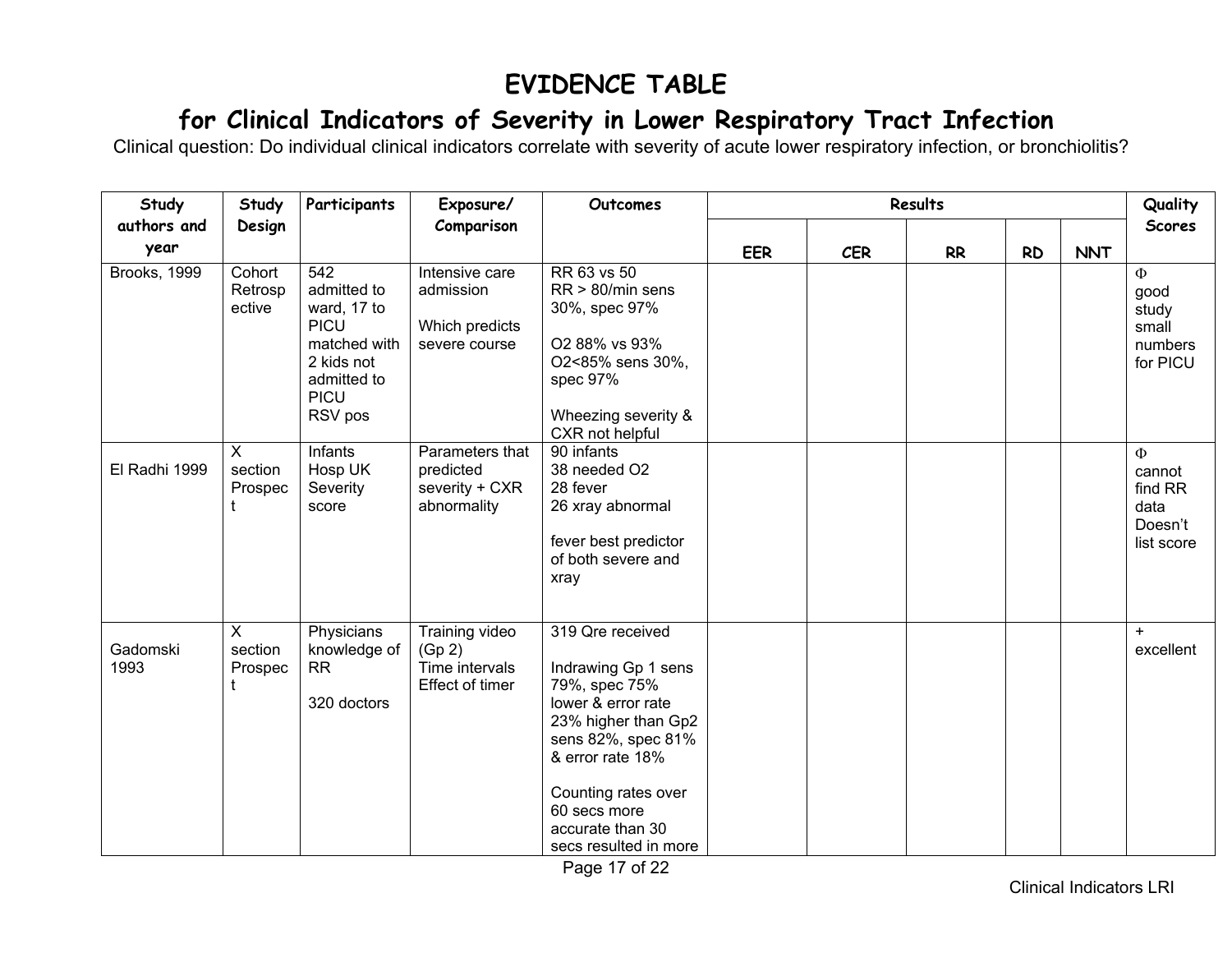# EVIDENCE TABLE

## for Clinical Indicators of Severity in Lower Respiratory Tract Infection

Clinical question: Do individual clinical indicators correlate with severity of acute lower respiratory infection, or bronchiolitis?

| Study authors and year | Study Design | Participants | Exposure/ Comparison | Outcomes | Results | | | | | Quality Scores |
|---|---|---|---|---|---|---|---|---|---|---|
| | | | | | EER | CER | RR | RD | NNT | |
| Brooks, 1999 | Cohort Retrospective | 542 admitted to ward, 17 to PICU matched with 2 kids not admitted to PICU RSV pos | Intensive care admission<br><br>Which predicts severe course | RR 63 vs 50<br>RR > 80/min sens 30%, spec 97%<br><br>O2 88% vs 93%<br>O2<85% sens 30%, spec 97%<br><br>Wheezing severity & CXR not helpful | | | | | | Φ good study small numbers for PICU |
| El Radhi 1999 | X section Prospect | Infants Hosp UK Severity score | Parameters that predicted severity + CXR abnormality | 90 infants<br>38 needed O2<br>28 fever<br>26 xray abnormal<br><br>fever best predictor of both severe and xray | | | | | | Φ cannot find RR data Doesn't list score |
| Gadomski 1993 | X section Prospect | Physicians knowledge of RR<br><br>320 doctors | Training video (Gp 2)<br>Time intervals<br>Effect of timer | 319 Qre received<br><br>Indrawing Gp 1 sens 79%, spec 75% lower & error rate 23% higher than Gp2 sens 82%, spec 81% & error rate 18%<br><br>Counting rates over 60 secs more accurate than 30 secs resulted in more | | | | | | + excellent |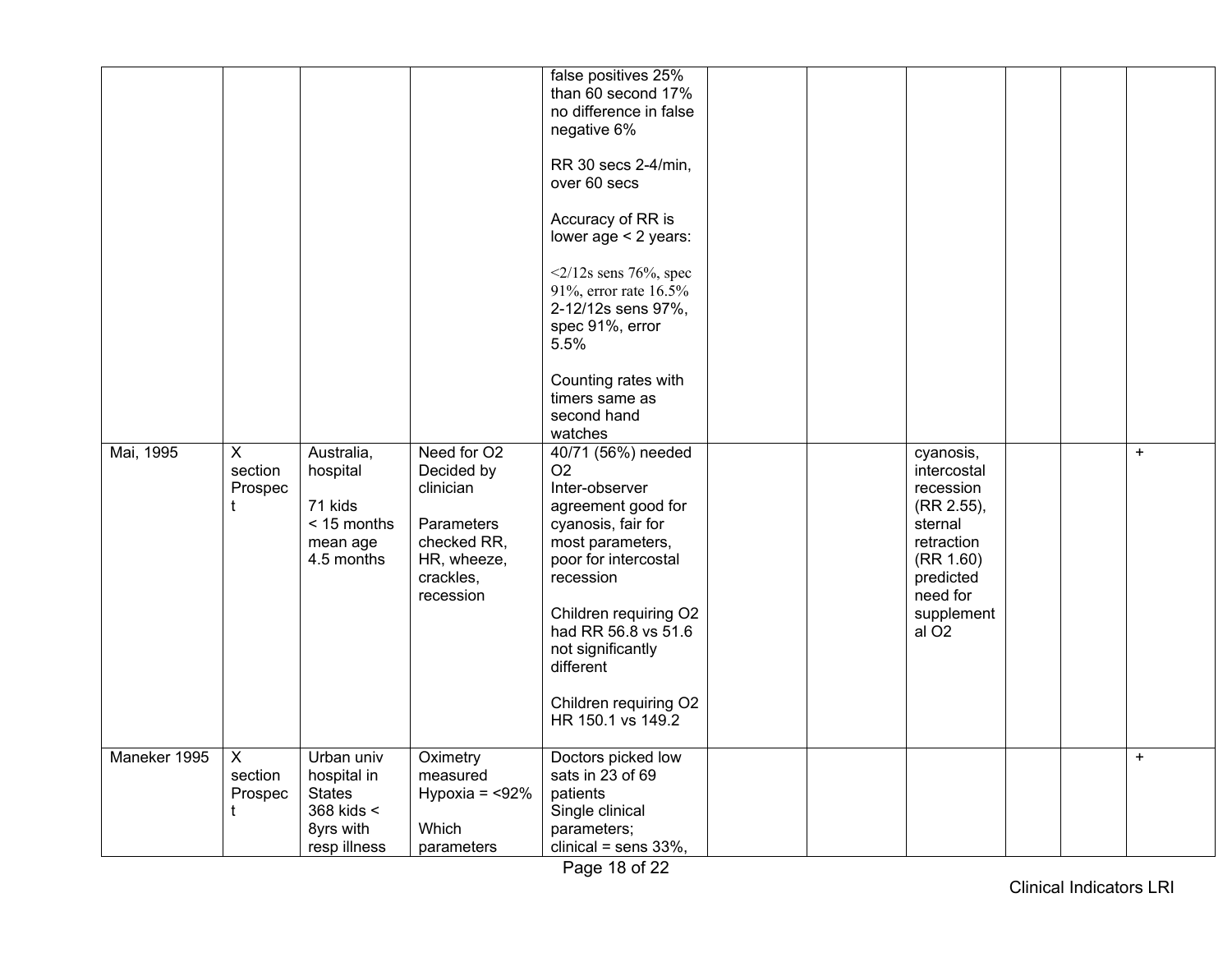| | | | | | | | | | | |
|---|---|---|---|---|---|---|---|---|---|---|
| | | | | false positives 25% than 60 second 17% no difference in false negative 6%<br><br>RR 30 secs 2-4/min, over 60 secs<br><br>Accuracy of RR is lower age < 2 years:<br><br><2/12s sens 76%, spec 91%, error rate 16.5%<br>2-12/12s sens 97%, spec 91%, error 5.5%<br><br>Counting rates with timers same as second hand watches | | | | | | |
| Mai, 1995 | X section Prospect | Australia, hospital<br><br>71 kids < 15 months mean age 4.5 months | Need for O2 Decided by clinician<br><br>Parameters checked RR, HR, wheeze, crackles, recession | 40/71 (56%) needed O2<br>Inter-observer agreement good for cyanosis, fair for most parameters, poor for intercostal recession<br><br>Children requiring O2 had RR 56.8 vs 51.6 not significantly different<br><br>Children requiring O2 HR 150.1 vs 149.2 | | | cyanosis, intercostal recession (RR 2.55), sternal retraction (RR 1.60) predicted need for supplemental O2 | | | + |
| Maneker 1995 | X section Prospect | Urban univ hospital in States 368 kids < 8yrs with resp illness | Oximetry measured Hypoxia = <92%<br><br>Which parameters | Doctors picked low sats in 23 of 69 patients<br>Single clinical parameters;<br>clinical = sens 33%, | | | | | | + |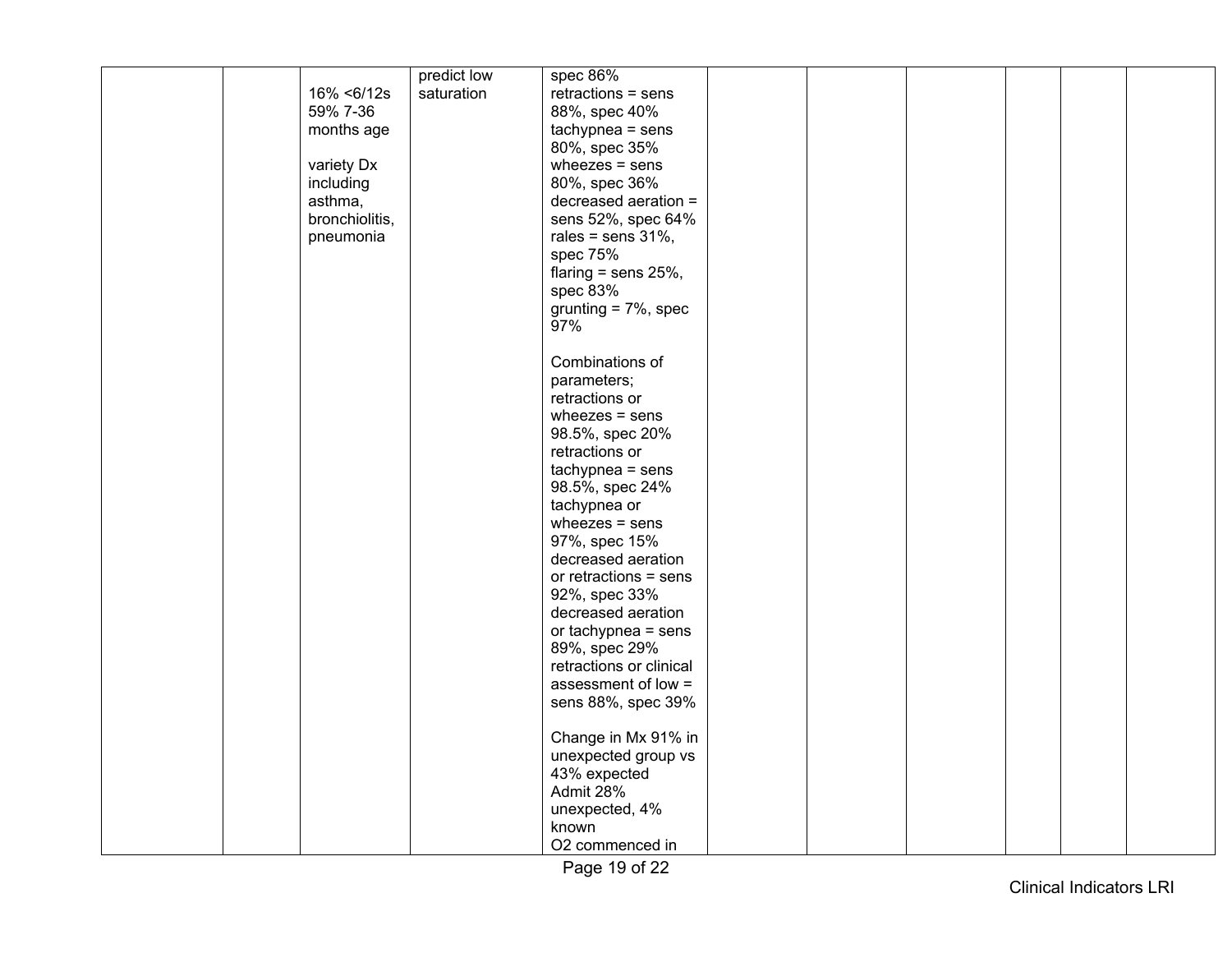| | | | | | | | | | | |
|---|---|---|---|---|---|---|---|---|---|---|
| | | 16% <6/12s<br>59% 7-36 months age<br><br>variety Dx including asthma, bronchiolitis, pneumonia | predict low saturation | spec 86%<br>retractions = sens 88%, spec 40%<br>tachypnea = sens 80%, spec 35%<br>wheezes = sens 80%, spec 36%<br>decreased aeration = sens 52%, spec 64%<br>rales = sens 31%, spec 75%<br>flaring = sens 25%, spec 83%<br>grunting = 7%, spec 97%<br><br>Combinations of parameters;<br>retractions or wheezes = sens 98.5%, spec 20%<br>retractions or tachypnea = sens 98.5%, spec 24%<br>tachypnea or wheezes = sens 97%, spec 15%<br>decreased aeration or retractions = sens 92%, spec 33%<br>decreased aeration or tachypnea = sens 89%, spec 29%<br>retractions or clinical assessment of low = sens 88%, spec 39%<br><br>Change in Mx 91% in unexpected group vs 43% expected<br>Admit 28% unexpected, 4% known<br>O2 commenced in | | | | | | |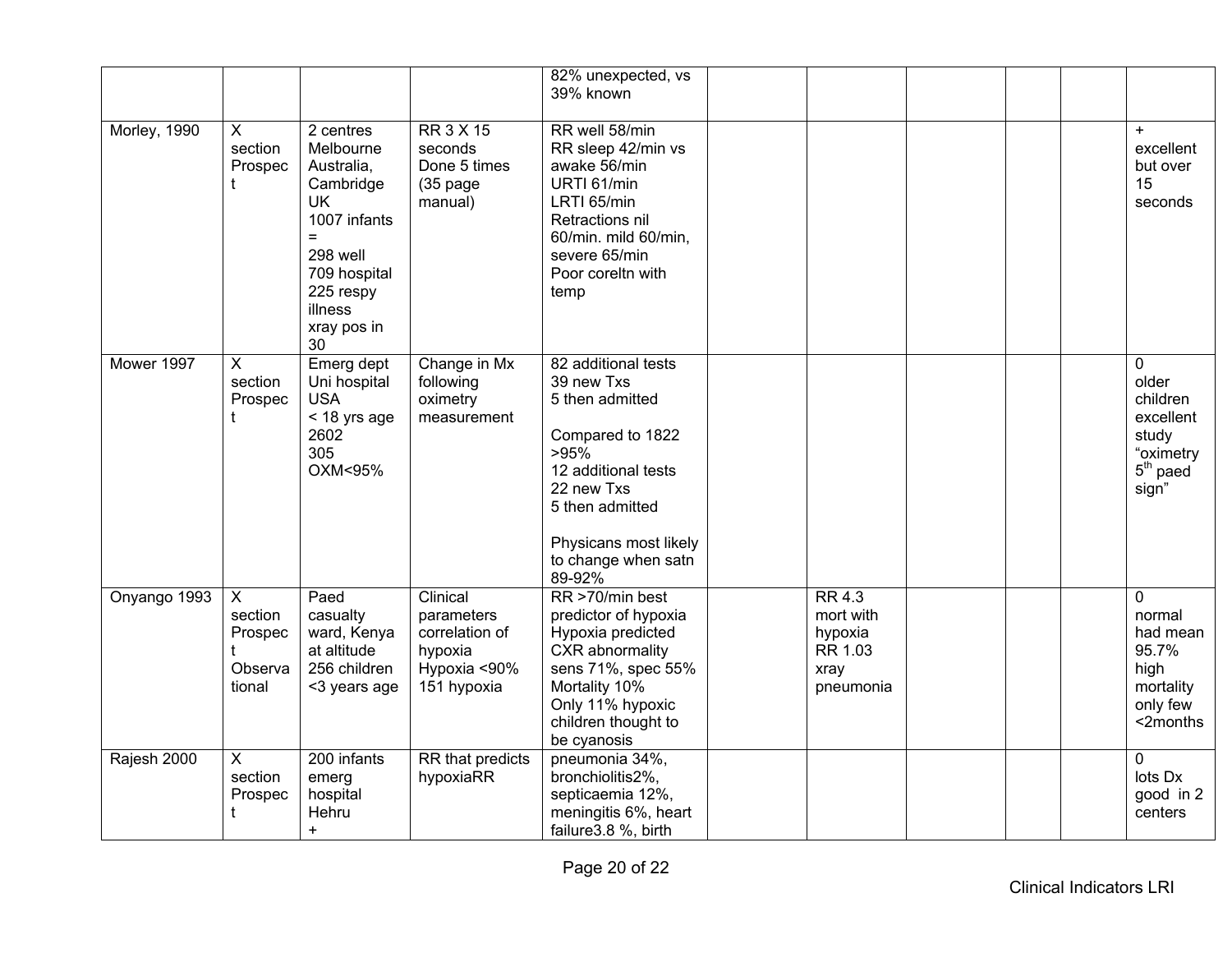| | | | | | | | | | | |
|---|---|---|---|---|---|---|---|---|---|---|
| | | | | 82% unexpected, vs 39% known | | | | | | |
| Morley, 1990 | X section Prospect | 2 centres Melbourne Australia, Cambridge UK 1007 infants = 298 well 709 hospital 225 respy illness xray pos in 30 | RR 3 X 15 seconds Done 5 times (35 page manual) | RR well 58/min RR sleep 42/min vs awake 56/min URTI 61/min LRTI 65/min Retractions nil 60/min. mild 60/min, severe 65/min Poor coreltn with temp | | | | | | + excellent but over 15 seconds |
| Mower 1997 | X section Prospect | Emerg dept Uni hospital USA < 18 yrs age 2602 305 OXM<95% | Change in Mx following oximetry measurement | 82 additional tests 39 new Txs 5 then admitted<br><br>Compared to 1822 >95% 12 additional tests 22 new Txs 5 then admitted<br><br>Physicans most likely to change when satn 89-92% | | | | | | 0 older children excellent study "oximetry 5th paed sign" |
| Onyango 1993 | X section Prospect Observational | Paed casualty ward, Kenya at altitude 256 children <3 years age | Clinical parameters correlation of hypoxia Hypoxia <90% 151 hypoxia | RR >70/min best predictor of hypoxia Hypoxia predicted CXR abnormality sens 71%, spec 55% Mortality 10% Only 11% hypoxic children thought to be cyanosis | | RR 4.3 mort with hypoxia RR 1.03 xray pneumonia | | | | 0 normal had mean 95.7% high mortality only few <2months |
| Rajesh 2000 | X section Prospect | 200 infants emerg hospital Hehru + | RR that predicts hypoxiaRR | pneumonia 34%, bronchiolitis2%, septicaemia 12%, meningitis 6%, heart failure3.8 %, birth | | | | | | 0 lots Dx good in 2 centers |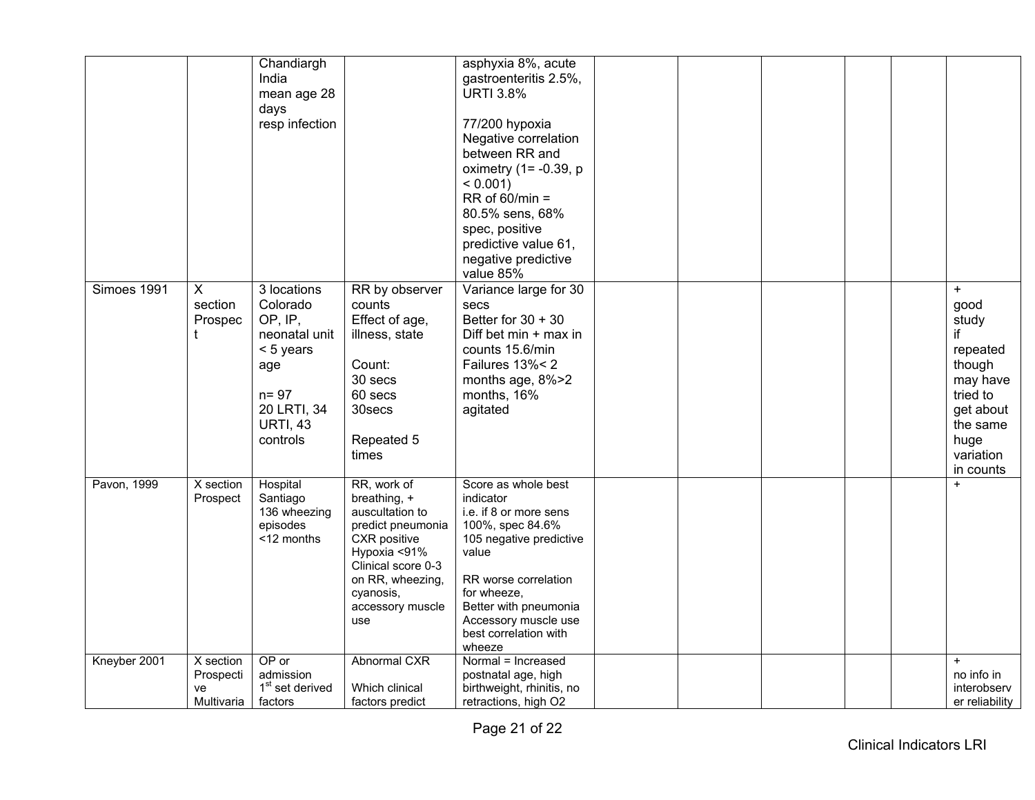| | | | | | | | | | | |
|---|---|---|---|---|---|---|---|---|---|---|
| | | Chandiargh India mean age 28 days resp infection | | asphyxia 8%, acute gastroenteritis 2.5%, URTI 3.8%<br><br>77/200 hypoxia Negative correlation between RR and oximetry (1= -0.39, p < 0.001)<br>RR of 60/min = 80.5% sens, 68% spec, positive predictive value 61, negative predictive value 85% | | | | | | |
| Simoes 1991 | X section Prospect | 3 locations Colorado OP, IP, neonatal unit < 5 years age<br><br>n= 97<br>20 LRTI, 34 URTI, 43 controls | RR by observer counts<br>Effect of age, illness, state<br><br>Count:<br>30 secs<br>60 secs<br>30secs<br><br>Repeated 5 times | Variance large for 30 secs<br>Better for 30 + 30<br>Diff bet min + max in counts 15.6/min<br>Failures 13%< 2 months age, 8%>2 months, 16% agitated | | | | | | +<br>good study if repeated though may have tried to get about the same huge variation in counts |
| Pavon, 1999 | X section Prospect | Hospital Santiago<br>136 wheezing episodes<br><12 months | RR, work of breathing, + auscultation to predict pneumonia<br>CXR positive<br>Hypoxia <91%<br>Clinical score 0-3 on RR, wheezing, cyanosis, accessory muscle use | Score as whole best indicator<br>i.e. if 8 or more sens 100%, spec 84.6%<br>105 negative predictive value<br><br>RR worse correlation for wheeze,<br>Better with pneumonia<br>Accessory muscle use best correlation with wheeze | | | | | | + |
| Kneyber 2001 | X section Prospective Multivaria | OP or admission<br>1st set derived factors | Abnormal CXR<br><br>Which clinical factors predict | Normal = Increased postnatal age, high birthweight, rhinitis, no retractions, high O2 | | | | | | +<br>no info in interobserver reliability |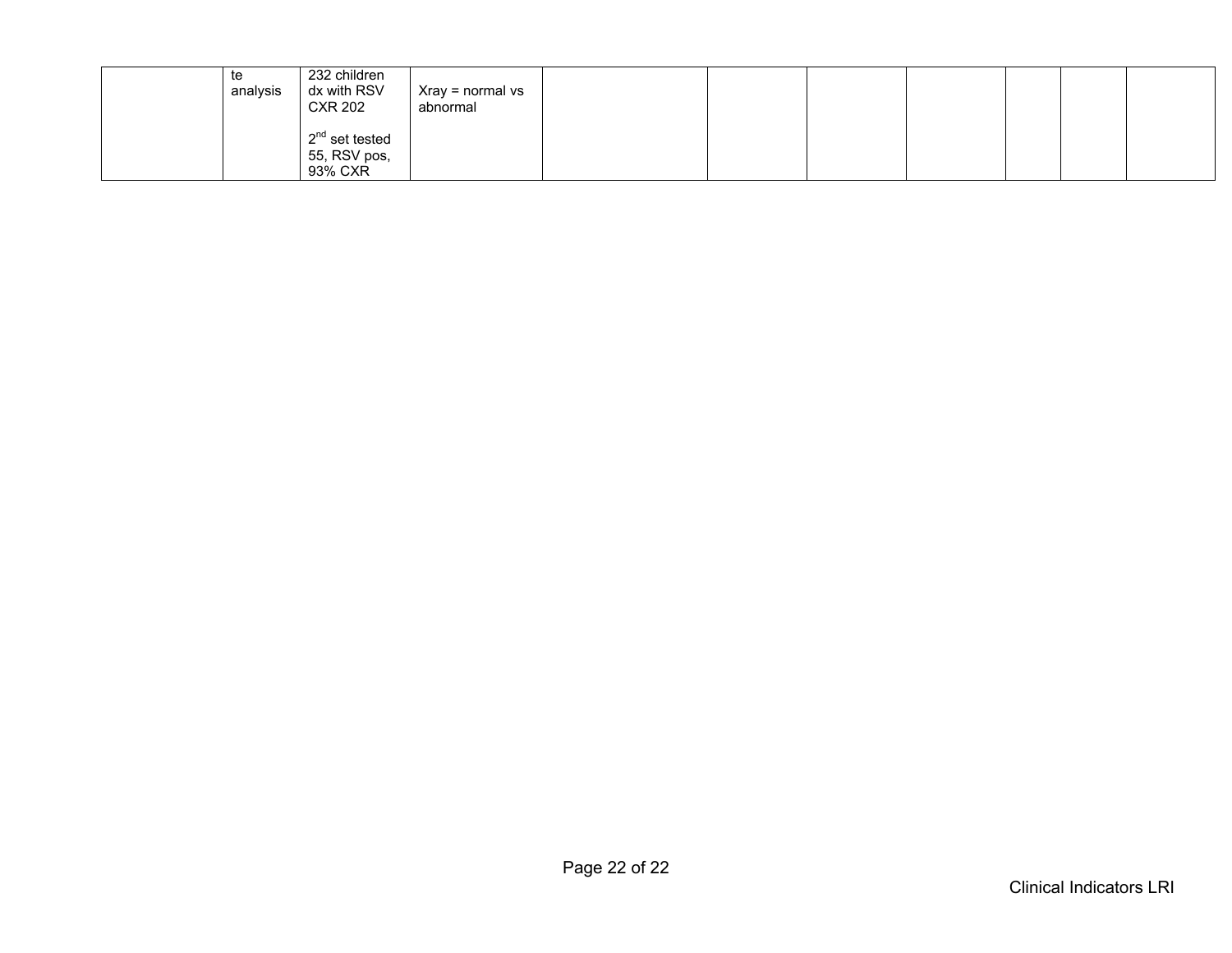| | | | | | | | | | | |
|---|---|---|---|---|---|---|---|---|---|---|
| | te analysis | 232 children dx with RSV CXR 202<br><br>2nd set tested 55, RSV pos, 93% CXR | Xray = normal vs abnormal | | | | | | | |